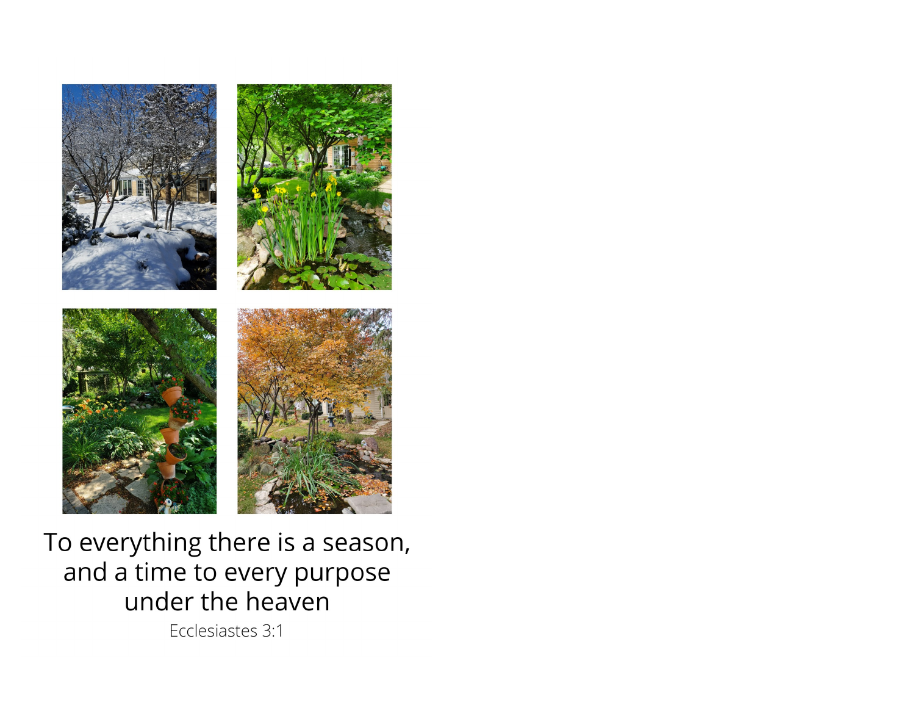To everything there is a season,
and a time to every purpose
under the heaven

Ecclesiastes 3:1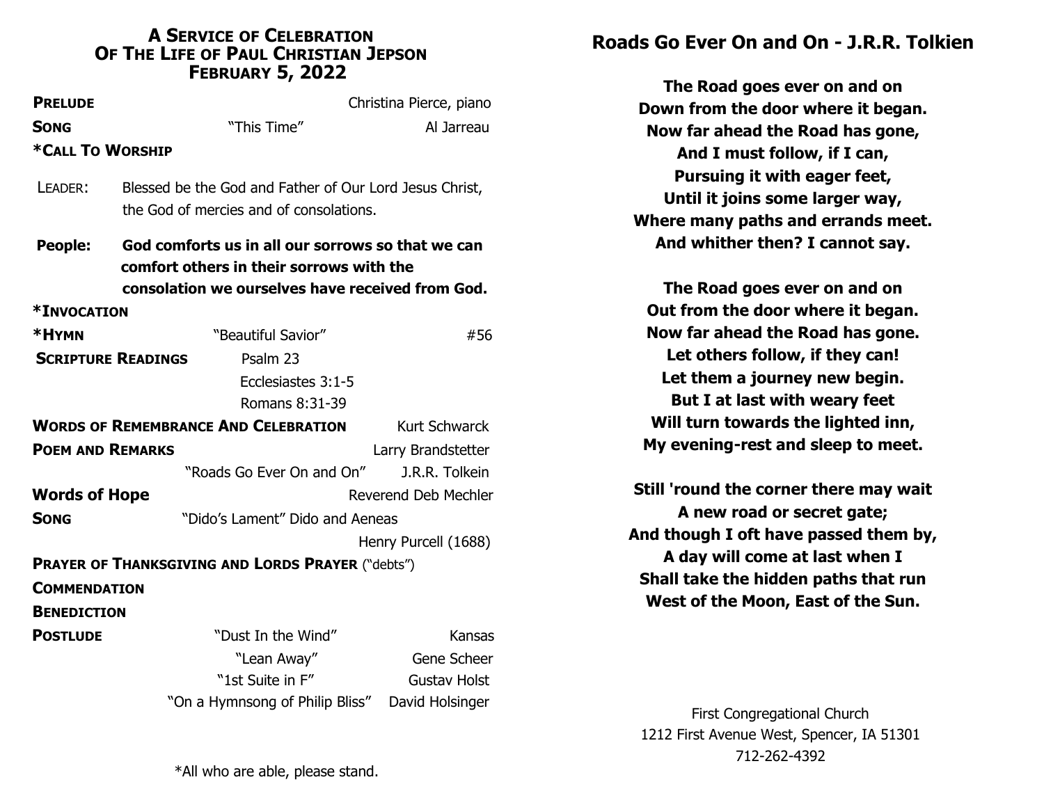# A Service of Celebration Of The Life of Paul Christian Jepson
## February 5, 2022

**Prelude** — Christina Pierce, piano

**Song** — "This Time" — Al Jarreau

**\*Call To Worship**

Leader: Blessed be the God and Father of Our Lord Jesus Christ, the God of mercies and of consolations.

**People: God comforts us in all our sorrows so that we can comfort others in their sorrows with the consolation we ourselves have received from God.**

**\*Invocation**

**\*Hymn** — "Beautiful Savior" — #56

**Scripture Readings** — Psalm 23
Ecclesiastes 3:1-5
Romans 8:31-39

**Words of Remembrance And Celebration** — Kurt Schwarck

**Poem and Remarks** — Larry Brandstetter
"Roads Go Ever On and On" — J.R.R. Tolkein

**Words of Hope** — Reverend Deb Mechler

**Song** — "Dido's Lament" Dido and Aeneas
Henry Purcell (1688)

**Prayer of Thanksgiving and Lords Prayer** ("debts")

**Commendation**

**Benediction**

**Postlude** — "Dust In the Wind" — Kansas
"Lean Away" — Gene Scheer
"1st Suite in F" — Gustav Holst
"On a Hymnsong of Philip Bliss" — David Holsinger

\*All who are able, please stand.

# Roads Go Ever On and On - J.R.R. Tolkien

**The Road goes ever on and on**
**Down from the door where it began.**
**Now far ahead the Road has gone,**
**And I must follow, if I can,**
**Pursuing it with eager feet,**
**Until it joins some larger way,**
**Where many paths and errands meet.**
**And whither then? I cannot say.**

**The Road goes ever on and on**
**Out from the door where it began.**
**Now far ahead the Road has gone.**
**Let others follow, if they can!**
**Let them a journey new begin.**
**But I at last with weary feet**
**Will turn towards the lighted inn,**
**My evening-rest and sleep to meet.**

**Still 'round the corner there may wait**
**A new road or secret gate;**
**And though I oft have passed them by,**
**A day will come at last when I**
**Shall take the hidden paths that run**
**West of the Moon, East of the Sun.**

First Congregational Church
1212 First Avenue West, Spencer, IA 51301
712-262-4392